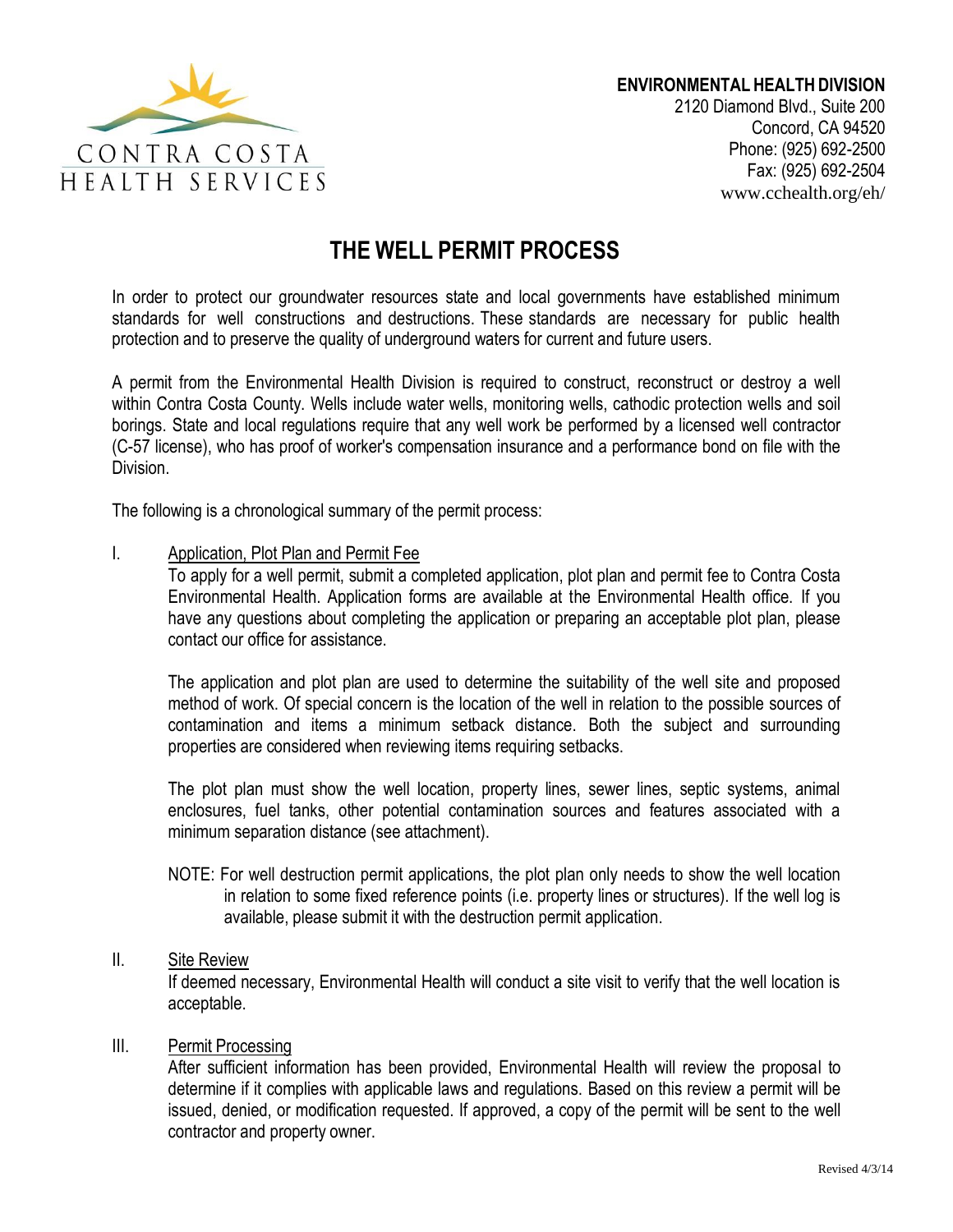CONTRA COSTA
HEALTH SERVICES

**ENVIRONMENTAL HEALTH DIVISION**
2120 Diamond Blvd., Suite 200
Concord, CA 94520
Phone: (925) 692-2500
Fax: (925) 692-2504
www.cchealth.org/eh/

# THE WELL PERMIT PROCESS

In order to protect our groundwater resources state and local governments have established minimum standards for well constructions and destructions. These standards are necessary for public health protection and to preserve the quality of underground waters for current and future users.

A permit from the Environmental Health Division is required to construct, reconstruct or destroy a well within Contra Costa County. Wells include water wells, monitoring wells, cathodic protection wells and soil borings. State and local regulations require that any well work be performed by a licensed well contractor (C-57 license), who has proof of worker's compensation insurance and a performance bond on file with the Division.

The following is a chronological summary of the permit process:

I. Application, Plot Plan and Permit Fee

To apply for a well permit, submit a completed application, plot plan and permit fee to Contra Costa Environmental Health. Application forms are available at the Environmental Health office. If you have any questions about completing the application or preparing an acceptable plot plan, please contact our office for assistance.

The application and plot plan are used to determine the suitability of the well site and proposed method of work. Of special concern is the location of the well in relation to the possible sources of contamination and items a minimum setback distance. Both the subject and surrounding properties are considered when reviewing items requiring setbacks.

The plot plan must show the well location, property lines, sewer lines, septic systems, animal enclosures, fuel tanks, other potential contamination sources and features associated with a minimum separation distance (see attachment).

NOTE: For well destruction permit applications, the plot plan only needs to show the well location in relation to some fixed reference points (i.e. property lines or structures). If the well log is available, please submit it with the destruction permit application.

II. Site Review

If deemed necessary, Environmental Health will conduct a site visit to verify that the well location is acceptable.

III. Permit Processing

After sufficient information has been provided, Environmental Health will review the proposal to determine if it complies with applicable laws and regulations. Based on this review a permit will be issued, denied, or modification requested. If approved, a copy of the permit will be sent to the well contractor and property owner.

Revised 4/3/14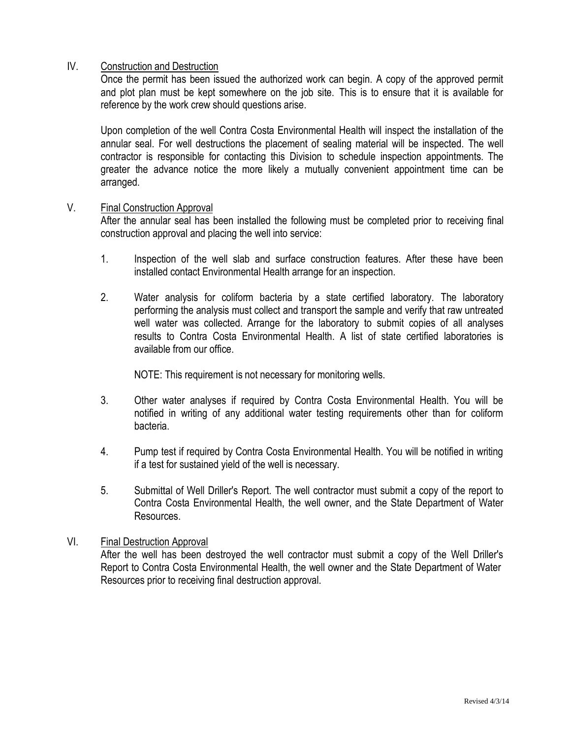## IV. Construction and Destruction

Once the permit has been issued the authorized work can begin. A copy of the approved permit and plot plan must be kept somewhere on the job site. This is to ensure that it is available for reference by the work crew should questions arise.

Upon completion of the well Contra Costa Environmental Health will inspect the installation of the annular seal. For well destructions the placement of sealing material will be inspected. The well contractor is responsible for contacting this Division to schedule inspection appointments. The greater the advance notice the more likely a mutually convenient appointment time can be arranged.

## V. Final Construction Approval

After the annular seal has been installed the following must be completed prior to receiving final construction approval and placing the well into service:

1. Inspection of the well slab and surface construction features. After these have been installed contact Environmental Health arrange for an inspection.

2. Water analysis for coliform bacteria by a state certified laboratory. The laboratory performing the analysis must collect and transport the sample and verify that raw untreated well water was collected. Arrange for the laboratory to submit copies of all analyses results to Contra Costa Environmental Health. A list of state certified laboratories is available from our office.

   NOTE: This requirement is not necessary for monitoring wells.

3. Other water analyses if required by Contra Costa Environmental Health. You will be notified in writing of any additional water testing requirements other than for coliform bacteria.

4. Pump test if required by Contra Costa Environmental Health. You will be notified in writing if a test for sustained yield of the well is necessary.

5. Submittal of Well Driller's Report. The well contractor must submit a copy of the report to Contra Costa Environmental Health, the well owner, and the State Department of Water Resources.

## VI. Final Destruction Approval

After the well has been destroyed the well contractor must submit a copy of the Well Driller's Report to Contra Costa Environmental Health, the well owner and the State Department of Water Resources prior to receiving final destruction approval.

Revised 4/3/14